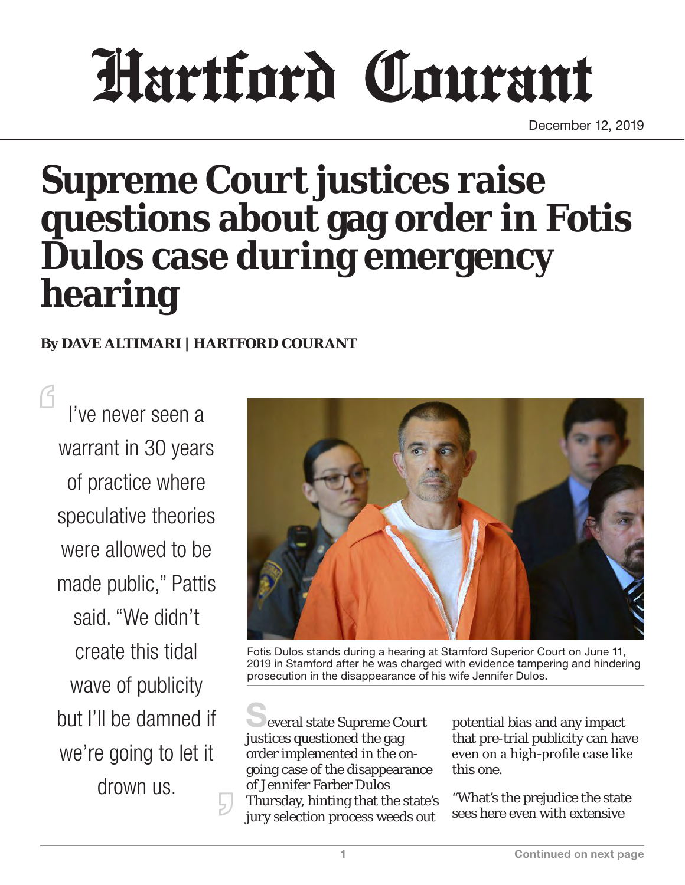# Hartford Courant

December 12, 2019

# Supreme Court justices raise questions about gag order in Fotis Dulos case during emergency hearing

**By DAVE ALTIMARI | HARTFORD COURANT**

> I've never seen a warrant in 30 years of practice where speculative theories were allowed to be made public," Pattis said. "We didn't create this tidal wave of publicity but I'll be damned if we're going to let it drown us.

Fotis Dulos stands during a hearing at Stamford Superior Court on June 11, 2019 in Stamford after he was charged with evidence tampering and hindering prosecution in the disappearance of his wife Jennifer Dulos.

Several state Supreme Court justices questioned the gag order implemented in the on-going case of the disappearance of Jennifer Farber Dulos Thursday, hinting that the state's jury selection process weeds out potential bias and any impact that pre-trial publicity can have even on a high-profile case like this one.

"What's the prejudice the state sees here even with extensive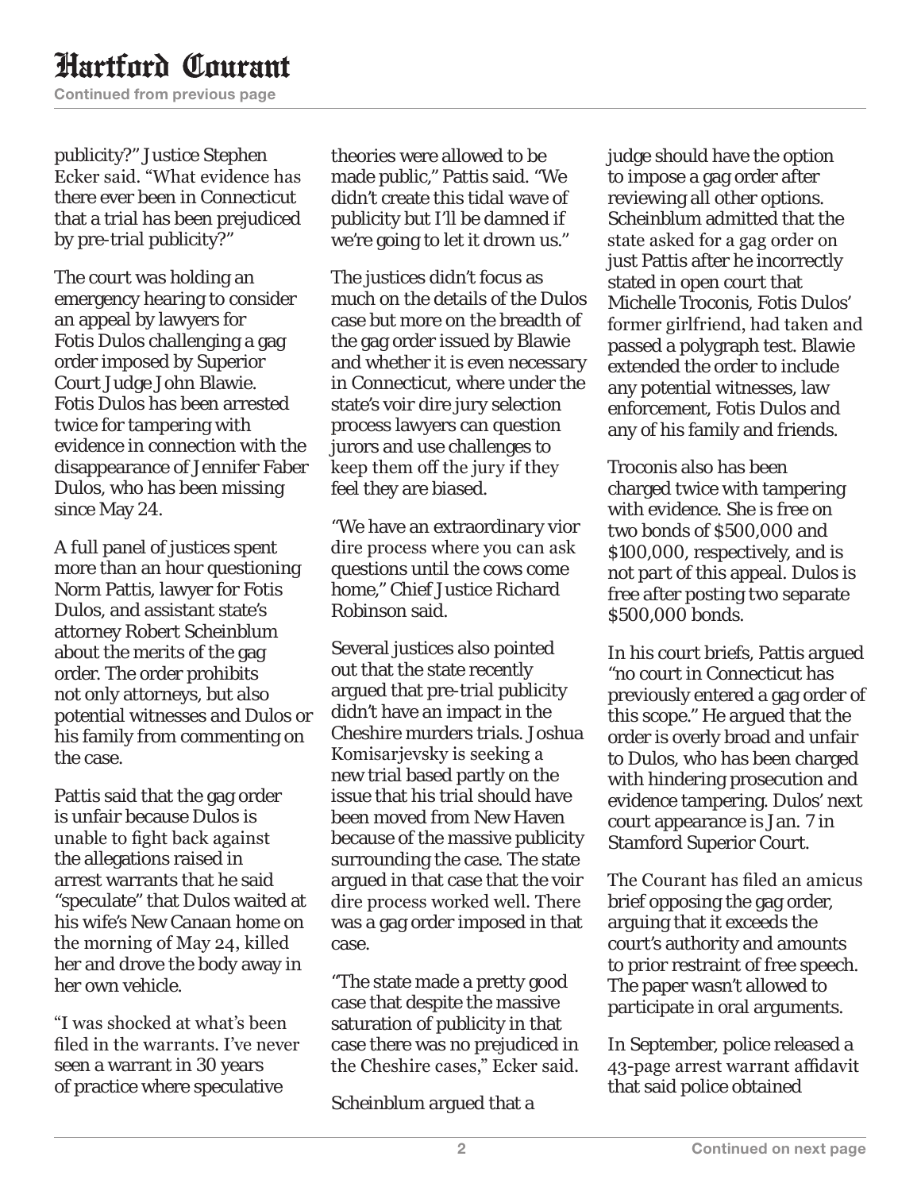publicity?" Justice Stephen Ecker said. "What evidence has there ever been in Connecticut that a trial has been prejudiced by pre-trial publicity?"

The court was holding an emergency hearing to consider an appeal by lawyers for Fotis Dulos challenging a gag order imposed by Superior Court Judge John Blawie. Fotis Dulos has been arrested twice for tampering with evidence in connection with the disappearance of Jennifer Faber Dulos, who has been missing since May 24.

A full panel of justices spent more than an hour questioning Norm Pattis, lawyer for Fotis Dulos, and assistant state's attorney Robert Scheinblum about the merits of the gag order. The order prohibits not only attorneys, but also potential witnesses and Dulos or his family from commenting on the case.

Pattis said that the gag order is unfair because Dulos is unable to fight back against the allegations raised in arrest warrants that he said "speculate" that Dulos waited at his wife's New Canaan home on the morning of May 24, killed her and drove the body away in her own vehicle.

"I was shocked at what's been filed in the warrants. I've never seen a warrant in 30 years of practice where speculative theories were allowed to be made public," Pattis said. "We didn't create this tidal wave of publicity but I'll be damned if we're going to let it drown us."

The justices didn't focus as much on the details of the Dulos case but more on the breadth of the gag order issued by Blawie and whether it is even necessary in Connecticut, where under the state's voir dire jury selection process lawyers can question jurors and use challenges to keep them off the jury if they feel they are biased.

"We have an extraordinary vior dire process where you can ask questions until the cows come home," Chief Justice Richard Robinson said.

Several justices also pointed out that the state recently argued that pre-trial publicity didn't have an impact in the Cheshire murders trials. Joshua Komisarjevsky is seeking a new trial based partly on the issue that his trial should have been moved from New Haven because of the massive publicity surrounding the case. The state argued in that case that the voir dire process worked well. There was a gag order imposed in that case.

"The state made a pretty good case that despite the massive saturation of publicity in that case there was no prejudiced in the Cheshire cases," Ecker said.

Scheinblum argued that a judge should have the option to impose a gag order after reviewing all other options. Scheinblum admitted that the state asked for a gag order on just Pattis after he incorrectly stated in open court that Michelle Troconis, Fotis Dulos' former girlfriend, had taken and passed a polygraph test. Blawie extended the order to include any potential witnesses, law enforcement, Fotis Dulos and any of his family and friends.

Troconis also has been charged twice with tampering with evidence. She is free on two bonds of $500,000 and $100,000, respectively, and is not part of this appeal. Dulos is free after posting two separate $500,000 bonds.

In his court briefs, Pattis argued "no court in Connecticut has previously entered a gag order of this scope." He argued that the order is overly broad and unfair to Dulos, who has been charged with hindering prosecution and evidence tampering. Dulos' next court appearance is Jan. 7 in Stamford Superior Court.

The Courant has filed an amicus brief opposing the gag order, arguing that it exceeds the court's authority and amounts to prior restraint of free speech. The paper wasn't allowed to participate in oral arguments.

In September, police released a 43-page arrest warrant affidavit that said police obtained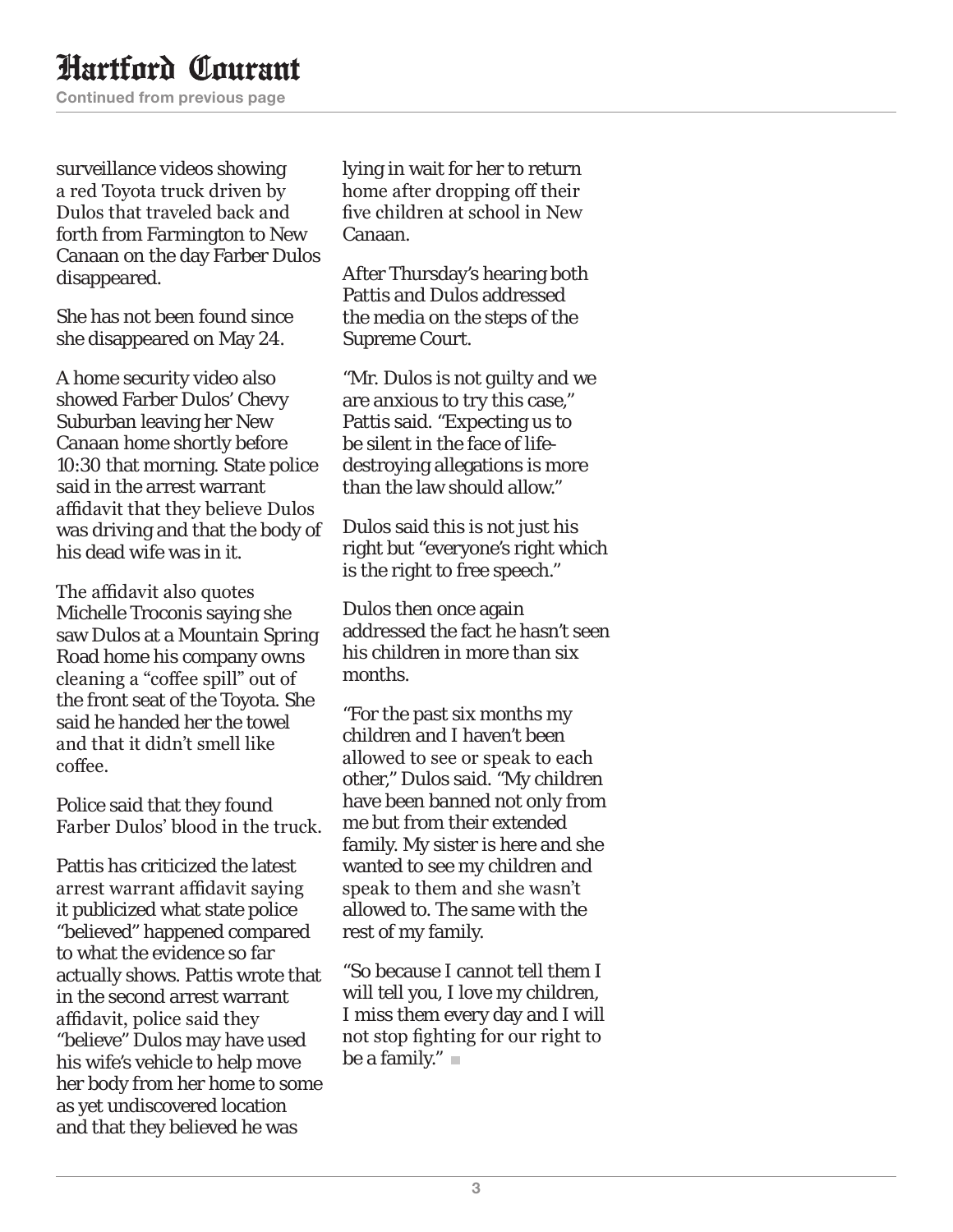surveillance videos showing a red Toyota truck driven by Dulos that traveled back and forth from Farmington to New Canaan on the day Farber Dulos disappeared.

She has not been found since she disappeared on May 24.

A home security video also showed Farber Dulos' Chevy Suburban leaving her New Canaan home shortly before 10:30 that morning. State police said in the arrest warrant affidavit that they believe Dulos was driving and that the body of his dead wife was in it.

The affidavit also quotes Michelle Troconis saying she saw Dulos at a Mountain Spring Road home his company owns cleaning a "coffee spill" out of the front seat of the Toyota. She said he handed her the towel and that it didn't smell like coffee.

Police said that they found Farber Dulos' blood in the truck.

Pattis has criticized the latest arrest warrant affidavit saying it publicized what state police "believed" happened compared to what the evidence so far actually shows. Pattis wrote that in the second arrest warrant affidavit, police said they "believe" Dulos may have used his wife's vehicle to help move her body from her home to some as yet undiscovered location and that they believed he was lying in wait for her to return home after dropping off their five children at school in New Canaan.

After Thursday's hearing both Pattis and Dulos addressed the media on the steps of the Supreme Court.

"Mr. Dulos is not guilty and we are anxious to try this case," Pattis said. "Expecting us to be silent in the face of life-destroying allegations is more than the law should allow."

Dulos said this is not just his right but "everyone's right which is the right to free speech."

Dulos then once again addressed the fact he hasn't seen his children in more than six months.

"For the past six months my children and I haven't been allowed to see or speak to each other," Dulos said. "My children have been banned not only from me but from their extended family. My sister is here and she wanted to see my children and speak to them and she wasn't allowed to. The same with the rest of my family.

"So because I cannot tell them I will tell you, I love my children, I miss them every day and I will not stop fighting for our right to be a family."